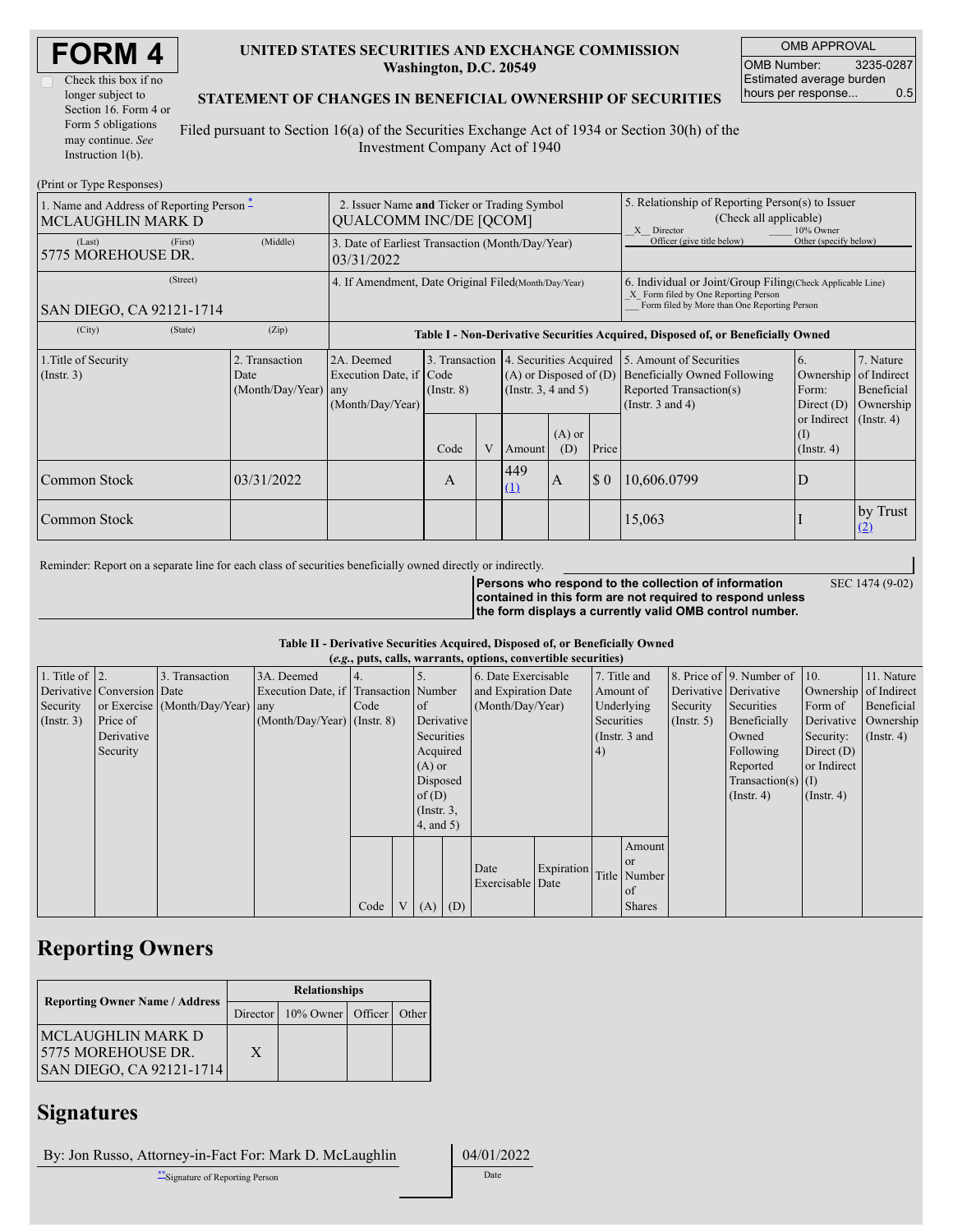# FORM 4

☐ Check this box if no longer subject to Section 16. Form 4 or Form 5 obligations may continue. *See* Instruction 1(b).

**UNITED STATES SECURITIES AND EXCHANGE COMMISSION**
**Washington, D.C. 20549**

**STATEMENT OF CHANGES IN BENEFICIAL OWNERSHIP OF SECURITIES**

Filed pursuant to Section 16(a) of the Securities Exchange Act of 1934 or Section 30(h) of the Investment Company Act of 1940

| OMB APPROVAL | |
|---|---|
| OMB Number: | 3235-0287 |
| Estimated average burden hours per response... | 0.5 |

(Print or Type Responses)

| 1. Name and Address of Reporting Person * | 2. Issuer Name and Ticker or Trading Symbol | 5. Relationship of Reporting Person(s) to Issuer (Check all applicable) |
|---|---|---|
| MCLAUGHLIN MARK D | QUALCOMM INC/DE [QCOM] | X Director ___ 10% Owner ___ Officer (give title below) ___ Other (specify below) |
| (Last) (First) (Middle) 5775 MOREHOUSE DR. | 3. Date of Earliest Transaction (Month/Day/Year) 03/31/2022 | |
| (Street) SAN DIEGO, CA 92121-1714 | 4. If Amendment, Date Original Filed (Month/Day/Year) | 6. Individual or Joint/Group Filing (Check Applicable Line) X Form filed by One Reporting Person ___ Form filed by More than One Reporting Person |
| (City) (State) (Zip) | | |

**Table I - Non-Derivative Securities Acquired, Disposed of, or Beneficially Owned**

| 1.Title of Security (Instr. 3) | 2. Transaction Date (Month/Day/Year) | 2A. Deemed Execution Date, if any (Month/Day/Year) | 3. Transaction Code (Instr. 8) | | 4. Securities Acquired (A) or Disposed of (D) (Instr. 3, 4 and 5) | | | 5. Amount of Securities Beneficially Owned Following Reported Transaction(s) (Instr. 3 and 4) | 6. Ownership Form: Direct (D) or Indirect (I) (Instr. 4) | 7. Nature of Indirect Beneficial Ownership (Instr. 4) |
|---|---|---|---|---|---|---|---|---|---|---|
| | | | Code | V | Amount | (A) or (D) | Price | | | |
| Common Stock | 03/31/2022 | | A | | 449 (1) | A | $ 0 | 10,606.0799 | D | |
| Common Stock | | | | | | | | 15,063 | I | by Trust (2) |

Reminder: Report on a separate line for each class of securities beneficially owned directly or indirectly.

**Persons who respond to the collection of information contained in this form are not required to respond unless the form displays a currently valid OMB control number.** SEC 1474 (9-02)

**Table II - Derivative Securities Acquired, Disposed of, or Beneficially Owned**
***(e.g., puts, calls, warrants, options, convertible securities)***

| 1. Title of Derivative Security (Instr. 3) | 2. Conversion or Exercise Price of Derivative Security | 3. Transaction Date (Month/Day/Year) | 3A. Deemed Execution Date, if any (Month/Day/Year) | 4. Transaction Code (Instr. 8) | | 5. Number of Derivative Securities Acquired (A) or Disposed of (D) (Instr. 3, 4, and 5) | | 6. Date Exercisable and Expiration Date (Month/Day/Year) | | 7. Title and Amount of Underlying Securities (Instr. 3 and 4) | | 8. Price of Derivative Security (Instr. 5) | 9. Number of Derivative Securities Beneficially Owned Following Reported Transaction(s) (Instr. 4) | 10. Ownership Form of Derivative Security: Direct (D) or Indirect (I) (Instr. 4) | 11. Nature of Indirect Beneficial Ownership (Instr. 4) |
|---|---|---|---|---|---|---|---|---|---|---|---|---|---|---|---|
| | | | | Code | V | (A) | (D) | Date Exercisable | Expiration Date | Title | Amount or Number of Shares | | | | |

## Reporting Owners

| Reporting Owner Name / Address | Relationships | | | |
|---|---|---|---|---|
| | Director | 10% Owner | Officer | Other |
| MCLAUGHLIN MARK D 5775 MOREHOUSE DR. SAN DIEGO, CA 92121-1714 | X | | | |

## Signatures

| By: Jon Russo, Attorney-in-Fact For: Mark D. McLaughlin | 04/01/2022 |
|---|---|
| ** Signature of Reporting Person | Date |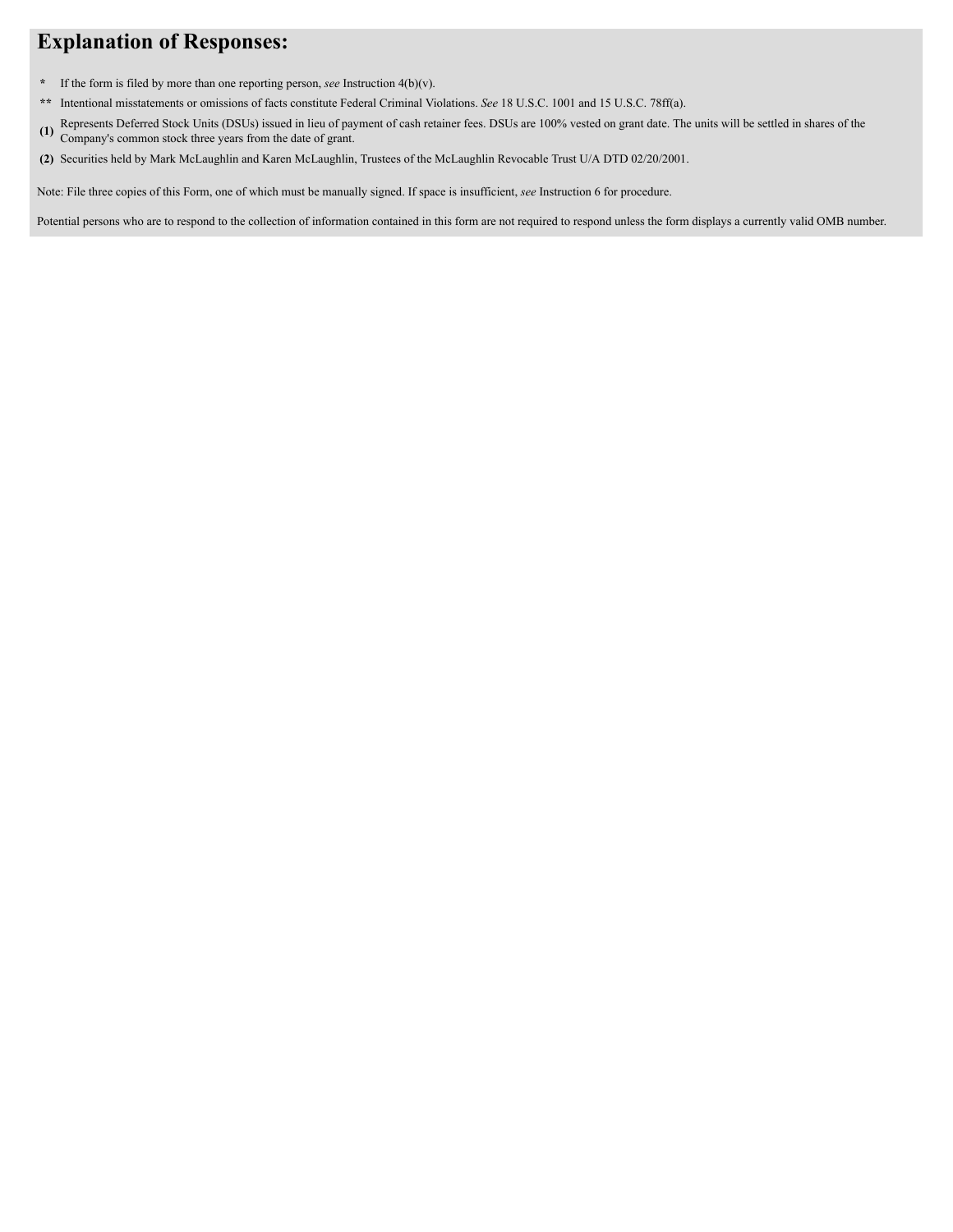# Explanation of Responses:

- \* If the form is filed by more than one reporting person, *see* Instruction 4(b)(v).
- \*\* Intentional misstatements or omissions of facts constitute Federal Criminal Violations. *See* 18 U.S.C. 1001 and 15 U.S.C. 78ff(a).
- **(1)** Represents Deferred Stock Units (DSUs) issued in lieu of payment of cash retainer fees. DSUs are 100% vested on grant date. The units will be settled in shares of the Company's common stock three years from the date of grant.
- **(2)** Securities held by Mark McLaughlin and Karen McLaughlin, Trustees of the McLaughlin Revocable Trust U/A DTD 02/20/2001.

Note: File three copies of this Form, one of which must be manually signed. If space is insufficient, *see* Instruction 6 for procedure.

Potential persons who are to respond to the collection of information contained in this form are not required to respond unless the form displays a currently valid OMB number.